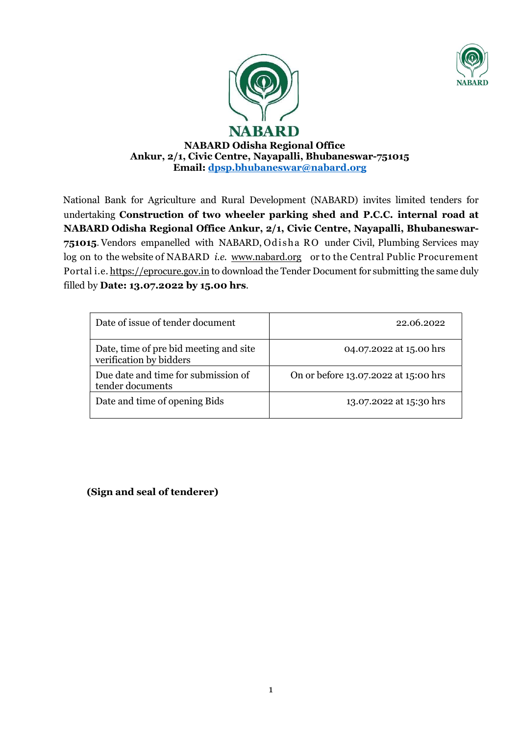**NABARD**

**NABARD Odisha Regional Office**
**Ankur, 2/1, Civic Centre, Nayapalli, Bhubaneswar-751015**
**Email: dpsp.bhubaneswar@nabard.org**

National Bank for Agriculture and Rural Development (NABARD) invites limited tenders for undertaking **Construction of two wheeler parking shed and P.C.C. internal road at NABARD Odisha Regional Office Ankur, 2/1, Civic Centre, Nayapalli, Bhubaneswar-751015**. Vendors empanelled with NABARD, Odisha RO under Civil, Plumbing Services may log on to the website of NABARD *i.e.* www.nabard.org or to the Central Public Procurement Portal i.e. https://eprocure.gov.in to download the Tender Document for submitting the same duly filled by **Date: 13.07.2022 by 15.00 hrs**.

| Date of issue of tender document | 22.06.2022 |
|---|---|
| Date, time of pre bid meeting and site verification by bidders | 04.07.2022 at 15.00 hrs |
| Due date and time for submission of tender documents | On or before 13.07.2022 at 15:00 hrs |
| Date and time of opening Bids | 13.07.2022 at 15:30 hrs |

**(Sign and seal of tenderer)**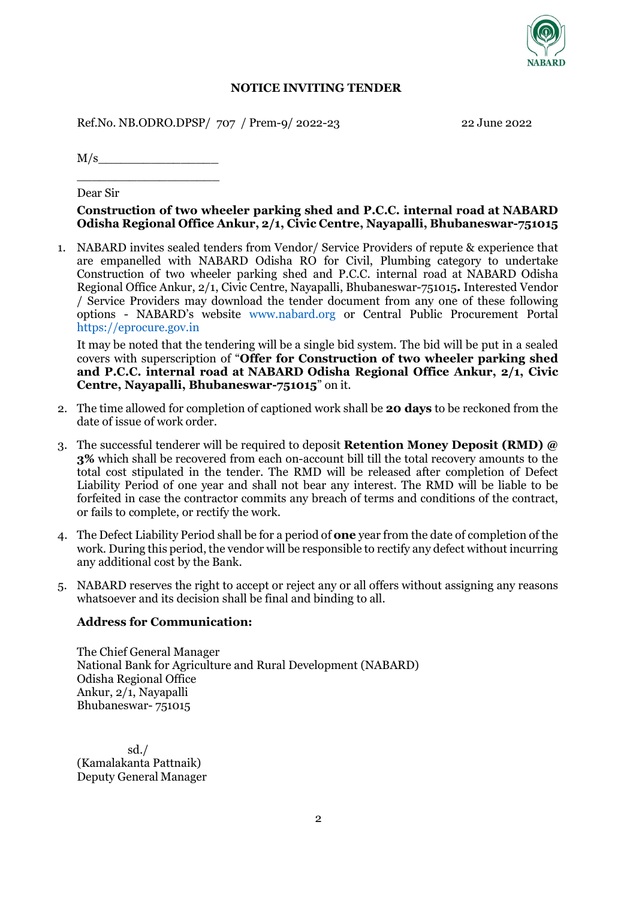## NOTICE INVITING TENDER

Ref.No. NB.ODRO.DPSP/ 707 / Prem-9/ 2022-23 22 June 2022

M/s________________

___________________

Dear Sir

**Construction of two wheeler parking shed and P.C.C. internal road at NABARD Odisha Regional Office Ankur, 2/1, Civic Centre, Nayapalli, Bhubaneswar-751015**

1. NABARD invites sealed tenders from Vendor/ Service Providers of repute & experience that are empanelled with NABARD Odisha RO for Civil, Plumbing category to undertake Construction of two wheeler parking shed and P.C.C. internal road at NABARD Odisha Regional Office Ankur, 2/1, Civic Centre, Nayapalli, Bhubaneswar-751015**.** Interested Vendor / Service Providers may download the tender document from any one of these following options - NABARD's website www.nabard.org or Central Public Procurement Portal https://eprocure.gov.in

   It may be noted that the tendering will be a single bid system. The bid will be put in a sealed covers with superscription of "**Offer for Construction of two wheeler parking shed and P.C.C. internal road at NABARD Odisha Regional Office Ankur, 2/1, Civic Centre, Nayapalli, Bhubaneswar-751015**" on it.

2. The time allowed for completion of captioned work shall be **20 days** to be reckoned from the date of issue of work order.

3. The successful tenderer will be required to deposit **Retention Money Deposit (RMD) @ 3%** which shall be recovered from each on-account bill till the total recovery amounts to the total cost stipulated in the tender. The RMD will be released after completion of Defect Liability Period of one year and shall not bear any interest. The RMD will be liable to be forfeited in case the contractor commits any breach of terms and conditions of the contract, or fails to complete, or rectify the work.

4. The Defect Liability Period shall be for a period of **one** year from the date of completion of the work. During this period, the vendor will be responsible to rectify any defect without incurring any additional cost by the Bank.

5. NABARD reserves the right to accept or reject any or all offers without assigning any reasons whatsoever and its decision shall be final and binding to all.

**Address for Communication:**

The Chief General Manager
National Bank for Agriculture and Rural Development (NABARD)
Odisha Regional Office
Ankur, 2/1, Nayapalli
Bhubaneswar- 751015

sd./
(Kamalakanta Pattnaik)
Deputy General Manager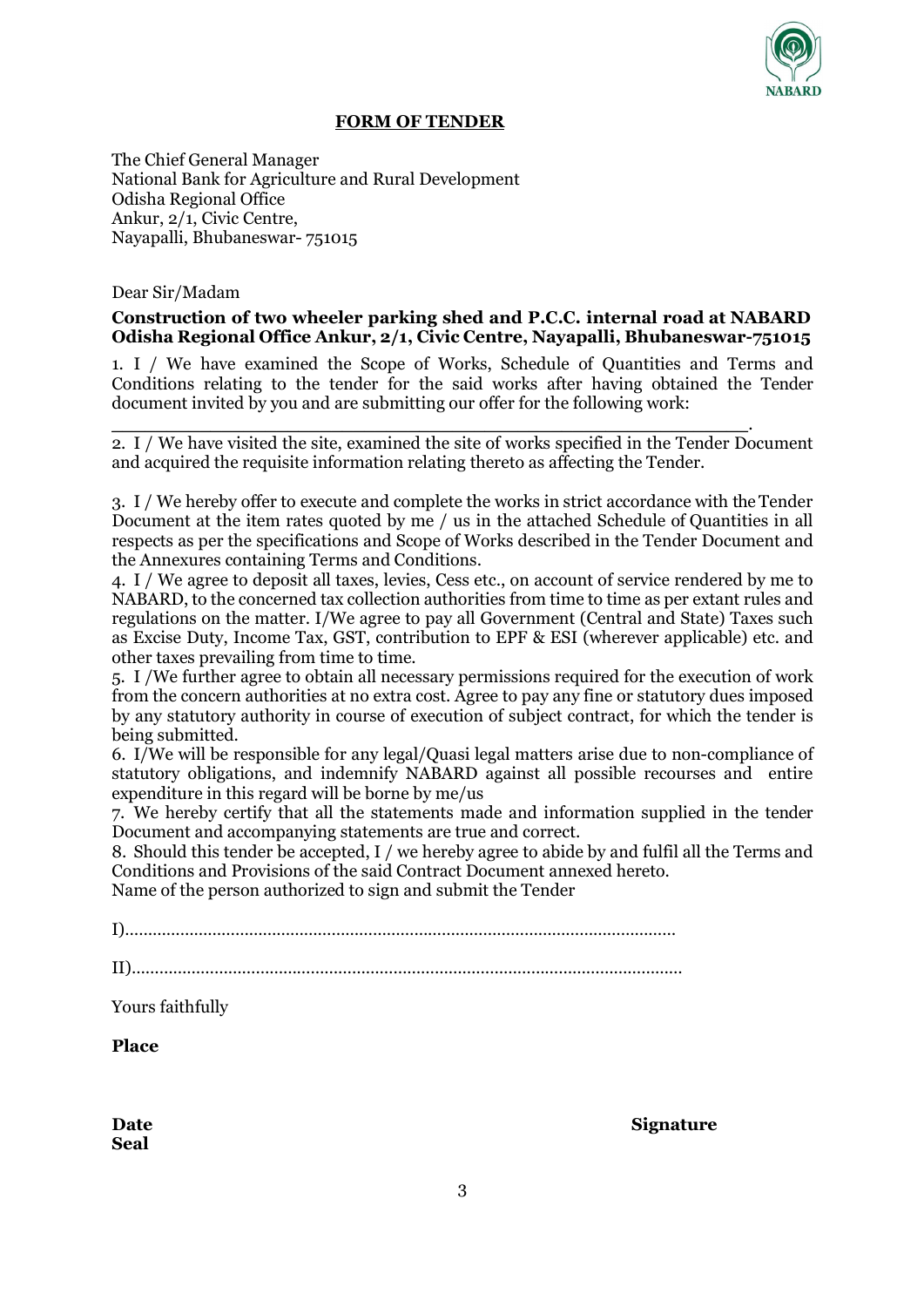## FORM OF TENDER

The Chief General Manager
National Bank for Agriculture and Rural Development
Odisha Regional Office
Ankur, 2/1, Civic Centre,
Nayapalli, Bhubaneswar- 751015

Dear Sir/Madam

**Construction of two wheeler parking shed and P.C.C. internal road at NABARD Odisha Regional Office Ankur, 2/1, Civic Centre, Nayapalli, Bhubaneswar-751015**

1. I / We have examined the Scope of Works, Schedule of Quantities and Terms and Conditions relating to the tender for the said works after having obtained the Tender document invited by you and are submitting our offer for the following work:

\_\_\_\_\_\_\_\_\_\_\_\_\_\_\_\_\_\_\_\_\_\_\_\_\_\_\_\_\_\_\_\_\_\_\_\_\_\_\_\_\_\_\_\_\_\_\_\_\_\_\_\_\_\_\_\_\_\_\_.

2. I / We have visited the site, examined the site of works specified in the Tender Document and acquired the requisite information relating thereto as affecting the Tender.

3. I / We hereby offer to execute and complete the works in strict accordance with the Tender Document at the item rates quoted by me / us in the attached Schedule of Quantities in all respects as per the specifications and Scope of Works described in the Tender Document and the Annexures containing Terms and Conditions.
4. I / We agree to deposit all taxes, levies, Cess etc., on account of service rendered by me to NABARD, to the concerned tax collection authorities from time to time as per extant rules and regulations on the matter. I/We agree to pay all Government (Central and State) Taxes such as Excise Duty, Income Tax, GST, contribution to EPF & ESI (wherever applicable) etc. and other taxes prevailing from time to time.
5. I /We further agree to obtain all necessary permissions required for the execution of work from the concern authorities at no extra cost. Agree to pay any fine or statutory dues imposed by any statutory authority in course of execution of subject contract, for which the tender is being submitted.
6. I/We will be responsible for any legal/Quasi legal matters arise due to non-compliance of statutory obligations, and indemnify NABARD against all possible recourses and entire expenditure in this regard will be borne by me/us
7. We hereby certify that all the statements made and information supplied in the tender Document and accompanying statements are true and correct.
8. Should this tender be accepted, I / we hereby agree to abide by and fulfil all the Terms and Conditions and Provisions of the said Contract Document annexed hereto.

Name of the person authorized to sign and submit the Tender

I)..........................................................................................................................

II)..........................................................................................................................

Yours faithfully

**Place**

**Date** **Signature**
**Seal**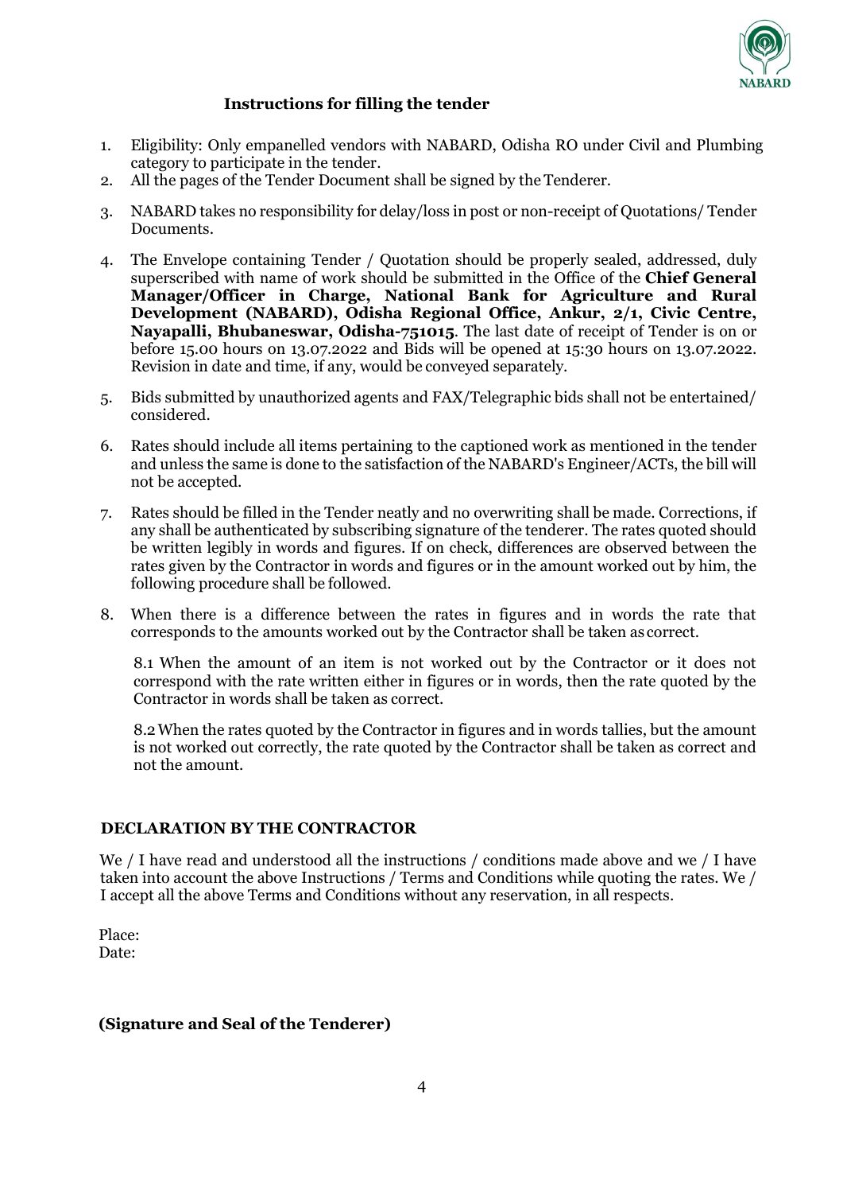## Instructions for filling the tender

1. Eligibility: Only empanelled vendors with NABARD, Odisha RO under Civil and Plumbing category to participate in the tender.
2. All the pages of the Tender Document shall be signed by the Tenderer.
3. NABARD takes no responsibility for delay/loss in post or non-receipt of Quotations/ Tender Documents.
4. The Envelope containing Tender / Quotation should be properly sealed, addressed, duly superscribed with name of work should be submitted in the Office of the **Chief General Manager/Officer in Charge, National Bank for Agriculture and Rural Development (NABARD), Odisha Regional Office, Ankur, 2/1, Civic Centre, Nayapalli, Bhubaneswar, Odisha-751015**. The last date of receipt of Tender is on or before 15.00 hours on 13.07.2022 and Bids will be opened at 15:30 hours on 13.07.2022. Revision in date and time, if any, would be conveyed separately.
5. Bids submitted by unauthorized agents and FAX/Telegraphic bids shall not be entertained/ considered.
6. Rates should include all items pertaining to the captioned work as mentioned in the tender and unless the same is done to the satisfaction of the NABARD's Engineer/ACTs, the bill will not be accepted.
7. Rates should be filled in the Tender neatly and no overwriting shall be made. Corrections, if any shall be authenticated by subscribing signature of the tenderer. The rates quoted should be written legibly in words and figures. If on check, differences are observed between the rates given by the Contractor in words and figures or in the amount worked out by him, the following procedure shall be followed.
8. When there is a difference between the rates in figures and in words the rate that corresponds to the amounts worked out by the Contractor shall be taken as correct.

   8.1 When the amount of an item is not worked out by the Contractor or it does not correspond with the rate written either in figures or in words, then the rate quoted by the Contractor in words shall be taken as correct.

   8.2 When the rates quoted by the Contractor in figures and in words tallies, but the amount is not worked out correctly, the rate quoted by the Contractor shall be taken as correct and not the amount.

### DECLARATION BY THE CONTRACTOR

We / I have read and understood all the instructions / conditions made above and we / I have taken into account the above Instructions / Terms and Conditions while quoting the rates. We / I accept all the above Terms and Conditions without any reservation, in all respects.

Place:
Date:

**(Signature and Seal of the Tenderer)**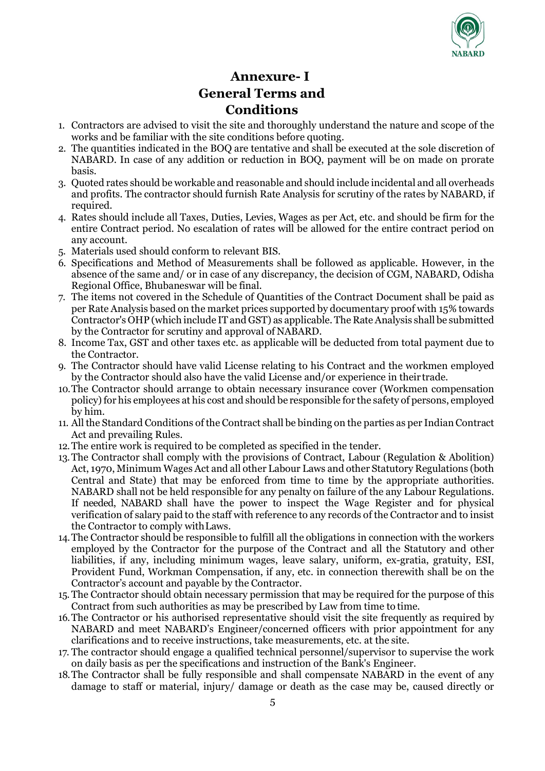# Annexure- I
# General Terms and Conditions

1. Contractors are advised to visit the site and thoroughly understand the nature and scope of the works and be familiar with the site conditions before quoting.
2. The quantities indicated in the BOQ are tentative and shall be executed at the sole discretion of NABARD. In case of any addition or reduction in BOQ, payment will be on made on prorate basis.
3. Quoted rates should be workable and reasonable and should include incidental and all overheads and profits. The contractor should furnish Rate Analysis for scrutiny of the rates by NABARD, if required.
4. Rates should include all Taxes, Duties, Levies, Wages as per Act, etc. and should be firm for the entire Contract period. No escalation of rates will be allowed for the entire contract period on any account.
5. Materials used should conform to relevant BIS.
6. Specifications and Method of Measurements shall be followed as applicable. However, in the absence of the same and/ or in case of any discrepancy, the decision of CGM, NABARD, Odisha Regional Office, Bhubaneswar will be final.
7. The items not covered in the Schedule of Quantities of the Contract Document shall be paid as per Rate Analysis based on the market prices supported by documentary proof with 15% towards Contractor's OHP (which include IT and GST) as applicable. The Rate Analysis shall be submitted by the Contractor for scrutiny and approval of NABARD.
8. Income Tax, GST and other taxes etc. as applicable will be deducted from total payment due to the Contractor.
9. The Contractor should have valid License relating to his Contract and the workmen employed by the Contractor should also have the valid License and/or experience in their trade.
10. The Contractor should arrange to obtain necessary insurance cover (Workmen compensation policy) for his employees at his cost and should be responsible for the safety of persons, employed by him.
11. All the Standard Conditions of the Contract shall be binding on the parties as per Indian Contract Act and prevailing Rules.
12. The entire work is required to be completed as specified in the tender.
13. The Contractor shall comply with the provisions of Contract, Labour (Regulation & Abolition) Act, 1970, Minimum Wages Act and all other Labour Laws and other Statutory Regulations (both Central and State) that may be enforced from time to time by the appropriate authorities. NABARD shall not be held responsible for any penalty on failure of the any Labour Regulations. If needed, NABARD shall have the power to inspect the Wage Register and for physical verification of salary paid to the staff with reference to any records of the Contractor and to insist the Contractor to comply with Laws.
14. The Contractor should be responsible to fulfill all the obligations in connection with the workers employed by the Contractor for the purpose of the Contract and all the Statutory and other liabilities, if any, including minimum wages, leave salary, uniform, ex-gratia, gratuity, ESI, Provident Fund, Workman Compensation, if any, etc. in connection therewith shall be on the Contractor's account and payable by the Contractor.
15. The Contractor should obtain necessary permission that may be required for the purpose of this Contract from such authorities as may be prescribed by Law from time to time.
16. The Contractor or his authorised representative should visit the site frequently as required by NABARD and meet NABARD's Engineer/concerned officers with prior appointment for any clarifications and to receive instructions, take measurements, etc. at the site.
17. The contractor should engage a qualified technical personnel/supervisor to supervise the work on daily basis as per the specifications and instruction of the Bank's Engineer.
18. The Contractor shall be fully responsible and shall compensate NABARD in the event of any damage to staff or material, injury/ damage or death as the case may be, caused directly or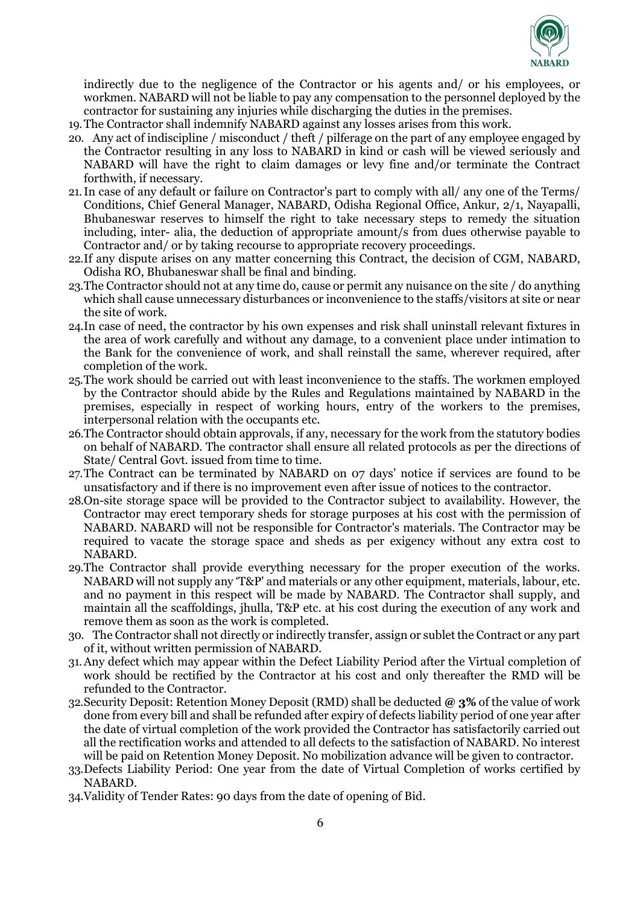indirectly due to the negligence of the Contractor or his agents and/ or his employees, or workmen. NABARD will not be liable to pay any compensation to the personnel deployed by the contractor for sustaining any injuries while discharging the duties in the premises.

19. The Contractor shall indemnify NABARD against any losses arises from this work.
20. Any act of indiscipline / misconduct / theft / pilferage on the part of any employee engaged by the Contractor resulting in any loss to NABARD in kind or cash will be viewed seriously and NABARD will have the right to claim damages or levy fine and/or terminate the Contract forthwith, if necessary.
21. In case of any default or failure on Contractor's part to comply with all/ any one of the Terms/ Conditions, Chief General Manager, NABARD, Odisha Regional Office, Ankur, 2/1, Nayapalli, Bhubaneswar reserves to himself the right to take necessary steps to remedy the situation including, inter- alia, the deduction of appropriate amount/s from dues otherwise payable to Contractor and/ or by taking recourse to appropriate recovery proceedings.
22. If any dispute arises on any matter concerning this Contract, the decision of CGM, NABARD, Odisha RO, Bhubaneswar shall be final and binding.
23. The Contractor should not at any time do, cause or permit any nuisance on the site / do anything which shall cause unnecessary disturbances or inconvenience to the staffs/visitors at site or near the site of work.
24. In case of need, the contractor by his own expenses and risk shall uninstall relevant fixtures in the area of work carefully and without any damage, to a convenient place under intimation to the Bank for the convenience of work, and shall reinstall the same, wherever required, after completion of the work.
25. The work should be carried out with least inconvenience to the staffs. The workmen employed by the Contractor should abide by the Rules and Regulations maintained by NABARD in the premises, especially in respect of working hours, entry of the workers to the premises, interpersonal relation with the occupants etc.
26. The Contractor should obtain approvals, if any, necessary for the work from the statutory bodies on behalf of NABARD. The contractor shall ensure all related protocols as per the directions of State/ Central Govt. issued from time to time.
27. The Contract can be terminated by NABARD on 07 days' notice if services are found to be unsatisfactory and if there is no improvement even after issue of notices to the contractor.
28. On-site storage space will be provided to the Contractor subject to availability. However, the Contractor may erect temporary sheds for storage purposes at his cost with the permission of NABARD. NABARD will not be responsible for Contractor's materials. The Contractor may be required to vacate the storage space and sheds as per exigency without any extra cost to NABARD.
29. The Contractor shall provide everything necessary for the proper execution of the works. NABARD will not supply any 'T&P' and materials or any other equipment, materials, labour, etc. and no payment in this respect will be made by NABARD. The Contractor shall supply, and maintain all the scaffoldings, jhulla, T&P etc. at his cost during the execution of any work and remove them as soon as the work is completed.
30. The Contractor shall not directly or indirectly transfer, assign or sublet the Contract or any part of it, without written permission of NABARD.
31. Any defect which may appear within the Defect Liability Period after the Virtual completion of work should be rectified by the Contractor at his cost and only thereafter the RMD will be refunded to the Contractor.
32. Security Deposit: Retention Money Deposit (RMD) shall be deducted **@ 3%** of the value of work done from every bill and shall be refunded after expiry of defects liability period of one year after the date of virtual completion of the work provided the Contractor has satisfactorily carried out all the rectification works and attended to all defects to the satisfaction of NABARD. No interest will be paid on Retention Money Deposit. No mobilization advance will be given to contractor.
33. Defects Liability Period: One year from the date of Virtual Completion of works certified by NABARD.
34. Validity of Tender Rates: 90 days from the date of opening of Bid.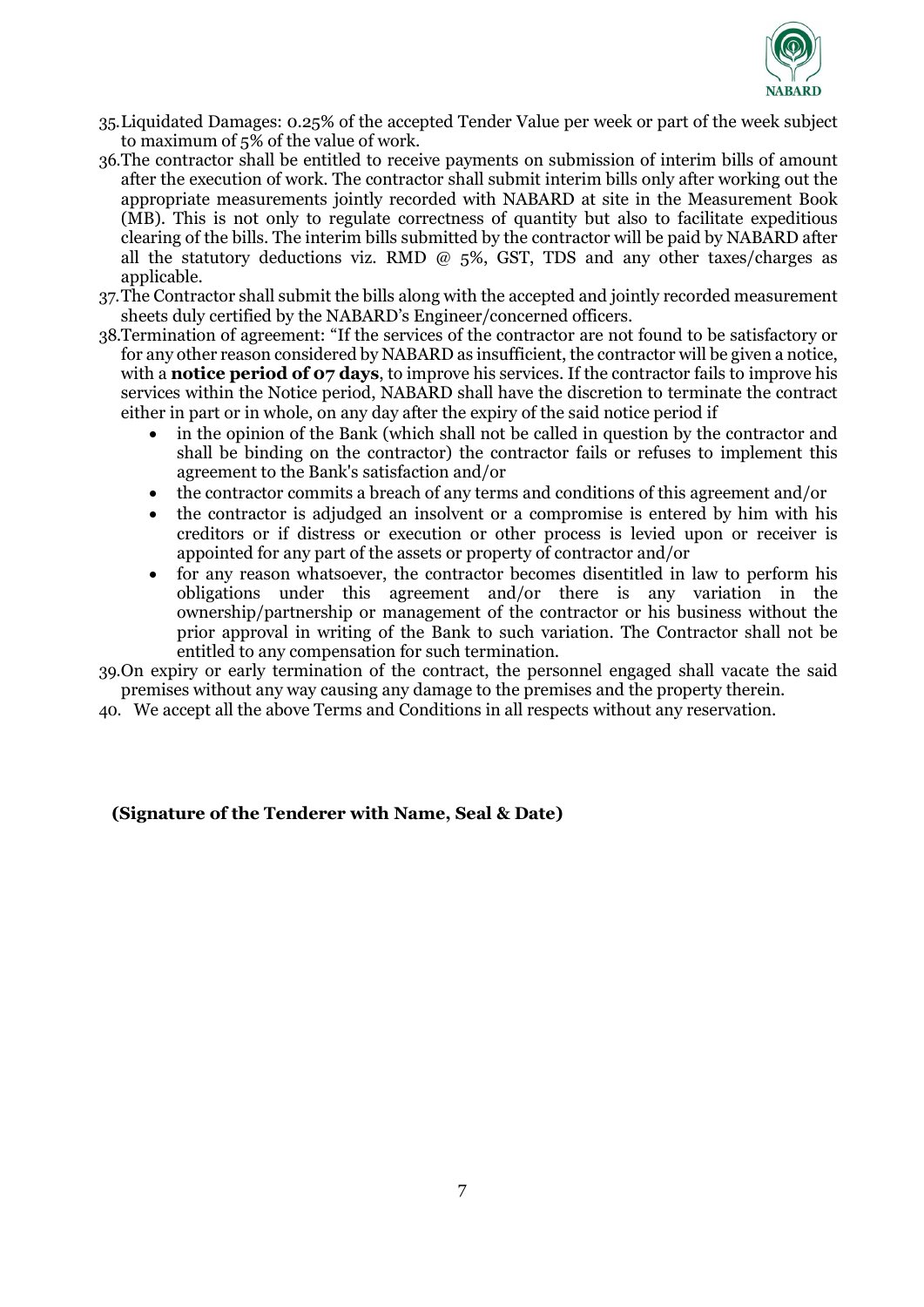35. Liquidated Damages: 0.25% of the accepted Tender Value per week or part of the week subject to maximum of 5% of the value of work.
36. The contractor shall be entitled to receive payments on submission of interim bills of amount after the execution of work. The contractor shall submit interim bills only after working out the appropriate measurements jointly recorded with NABARD at site in the Measurement Book (MB). This is not only to regulate correctness of quantity but also to facilitate expeditious clearing of the bills. The interim bills submitted by the contractor will be paid by NABARD after all the statutory deductions viz. RMD @ 5%, GST, TDS and any other taxes/charges as applicable.
37. The Contractor shall submit the bills along with the accepted and jointly recorded measurement sheets duly certified by the NABARD's Engineer/concerned officers.
38. Termination of agreement: "If the services of the contractor are not found to be satisfactory or for any other reason considered by NABARD as insufficient, the contractor will be given a notice, with a **notice period of 07 days**, to improve his services. If the contractor fails to improve his services within the Notice period, NABARD shall have the discretion to terminate the contract either in part or in whole, on any day after the expiry of the said notice period if
    - in the opinion of the Bank (which shall not be called in question by the contractor and shall be binding on the contractor) the contractor fails or refuses to implement this agreement to the Bank's satisfaction and/or
    - the contractor commits a breach of any terms and conditions of this agreement and/or
    - the contractor is adjudged an insolvent or a compromise is entered by him with his creditors or if distress or execution or other process is levied upon or receiver is appointed for any part of the assets or property of contractor and/or
    - for any reason whatsoever, the contractor becomes disentitled in law to perform his obligations under this agreement and/or there is any variation in the ownership/partnership or management of the contractor or his business without the prior approval in writing of the Bank to such variation. The Contractor shall not be entitled to any compensation for such termination.
39. On expiry or early termination of the contract, the personnel engaged shall vacate the said premises without any way causing any damage to the premises and the property therein.
40. We accept all the above Terms and Conditions in all respects without any reservation.

**(Signature of the Tenderer with Name, Seal & Date)**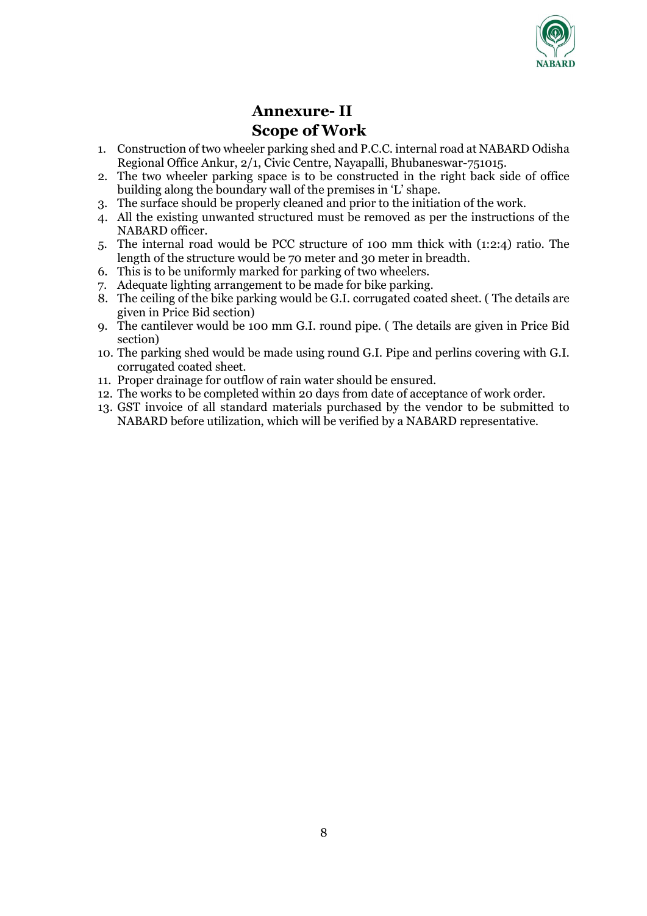# Annexure- II
# Scope of Work

1. Construction of two wheeler parking shed and P.C.C. internal road at NABARD Odisha Regional Office Ankur, 2/1, Civic Centre, Nayapalli, Bhubaneswar-751015.
2. The two wheeler parking space is to be constructed in the right back side of office building along the boundary wall of the premises in 'L' shape.
3. The surface should be properly cleaned and prior to the initiation of the work.
4. All the existing unwanted structured must be removed as per the instructions of the NABARD officer.
5. The internal road would be PCC structure of 100 mm thick with (1:2:4) ratio. The length of the structure would be 70 meter and 30 meter in breadth.
6. This is to be uniformly marked for parking of two wheelers.
7. Adequate lighting arrangement to be made for bike parking.
8. The ceiling of the bike parking would be G.I. corrugated coated sheet. ( The details are given in Price Bid section)
9. The cantilever would be 100 mm G.I. round pipe. ( The details are given in Price Bid section)
10. The parking shed would be made using round G.I. Pipe and perlins covering with G.I. corrugated coated sheet.
11. Proper drainage for outflow of rain water should be ensured.
12. The works to be completed within 20 days from date of acceptance of work order.
13. GST invoice of all standard materials purchased by the vendor to be submitted to NABARD before utilization, which will be verified by a NABARD representative.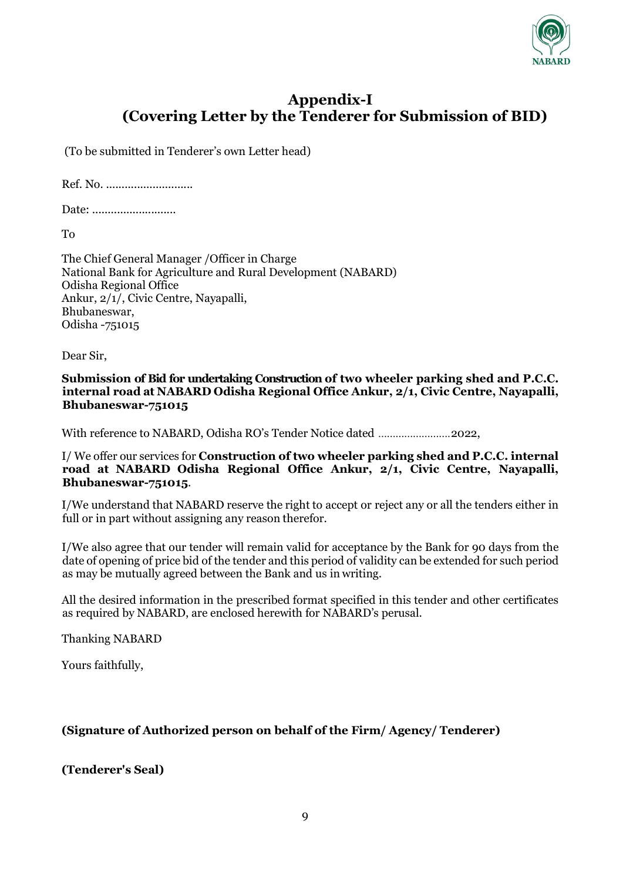# Appendix-I
## (Covering Letter by the Tenderer for Submission of BID)

(To be submitted in Tenderer's own Letter head)

Ref. No. ............................

Date: ...........................

To

The Chief General Manager /Officer in Charge
National Bank for Agriculture and Rural Development (NABARD)
Odisha Regional Office
Ankur, 2/1/, Civic Centre, Nayapalli,
Bhubaneswar,
Odisha -751015

Dear Sir,

**Submission of Bid for undertaking Construction of two wheeler parking shed and P.C.C. internal road at NABARD Odisha Regional Office Ankur, 2/1, Civic Centre, Nayapalli, Bhubaneswar-751015**

With reference to NABARD, Odisha RO's Tender Notice dated .........................2022,

I/ We offer our services for **Construction of two wheeler parking shed and P.C.C. internal road at NABARD Odisha Regional Office Ankur, 2/1, Civic Centre, Nayapalli, Bhubaneswar-751015**.

I/We understand that NABARD reserve the right to accept or reject any or all the tenders either in full or in part without assigning any reason therefor.

I/We also agree that our tender will remain valid for acceptance by the Bank for 90 days from the date of opening of price bid of the tender and this period of validity can be extended for such period as may be mutually agreed between the Bank and us in writing.

All the desired information in the prescribed format specified in this tender and other certificates as required by NABARD, are enclosed herewith for NABARD's perusal.

Thanking NABARD

Yours faithfully,

**(Signature of Authorized person on behalf of the Firm/ Agency/ Tenderer)**

**(Tenderer's Seal)**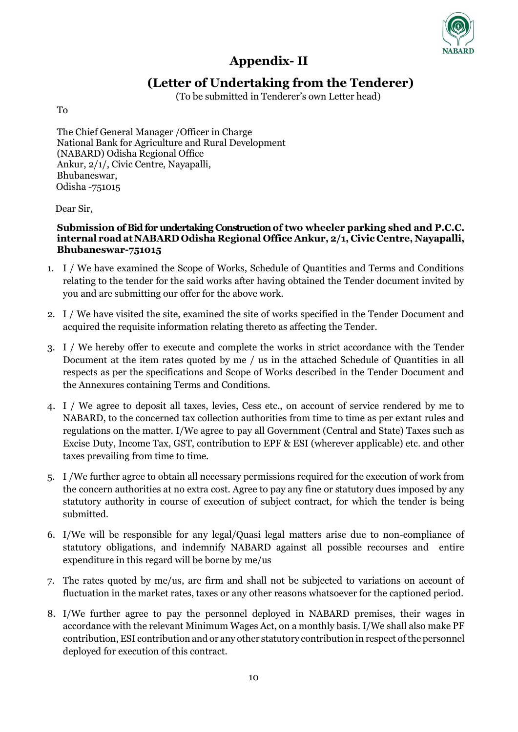# Appendix- II

## (Letter of Undertaking from the Tenderer)

(To be submitted in Tenderer's own Letter head)

To

The Chief General Manager /Officer in Charge
National Bank for Agriculture and Rural Development
(NABARD) Odisha Regional Office
Ankur, 2/1/, Civic Centre, Nayapalli,
Bhubaneswar,
Odisha -751015

Dear Sir,

**Submission of Bid for undertaking Construction of two wheeler parking shed and P.C.C. internal road at NABARD Odisha Regional Office Ankur, 2/1, Civic Centre, Nayapalli, Bhubaneswar-751015**

1. I / We have examined the Scope of Works, Schedule of Quantities and Terms and Conditions relating to the tender for the said works after having obtained the Tender document invited by you and are submitting our offer for the above work.

2. I / We have visited the site, examined the site of works specified in the Tender Document and acquired the requisite information relating thereto as affecting the Tender.

3. I / We hereby offer to execute and complete the works in strict accordance with the Tender Document at the item rates quoted by me / us in the attached Schedule of Quantities in all respects as per the specifications and Scope of Works described in the Tender Document and the Annexures containing Terms and Conditions.

4. I / We agree to deposit all taxes, levies, Cess etc., on account of service rendered by me to NABARD, to the concerned tax collection authorities from time to time as per extant rules and regulations on the matter. I/We agree to pay all Government (Central and State) Taxes such as Excise Duty, Income Tax, GST, contribution to EPF & ESI (wherever applicable) etc. and other taxes prevailing from time to time.

5. I /We further agree to obtain all necessary permissions required for the execution of work from the concern authorities at no extra cost. Agree to pay any fine or statutory dues imposed by any statutory authority in course of execution of subject contract, for which the tender is being submitted.

6. I/We will be responsible for any legal/Quasi legal matters arise due to non-compliance of statutory obligations, and indemnify NABARD against all possible recourses and entire expenditure in this regard will be borne by me/us

7. The rates quoted by me/us, are firm and shall not be subjected to variations on account of fluctuation in the market rates, taxes or any other reasons whatsoever for the captioned period.

8. I/We further agree to pay the personnel deployed in NABARD premises, their wages in accordance with the relevant Minimum Wages Act, on a monthly basis. I/We shall also make PF contribution, ESI contribution and or any other statutory contribution in respect of the personnel deployed for execution of this contract.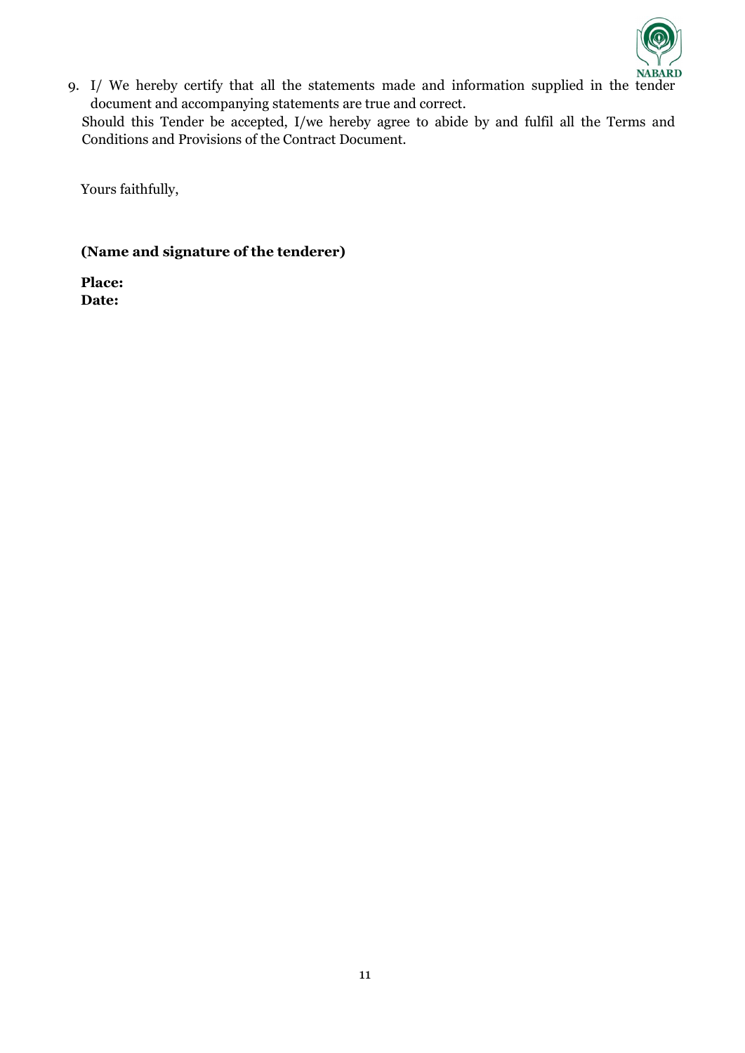9. I/ We hereby certify that all the statements made and information supplied in the tender document and accompanying statements are true and correct.

Should this Tender be accepted, I/we hereby agree to abide by and fulfil all the Terms and Conditions and Provisions of the Contract Document.

Yours faithfully,

**(Name and signature of the tenderer)**

**Place:**
**Date:**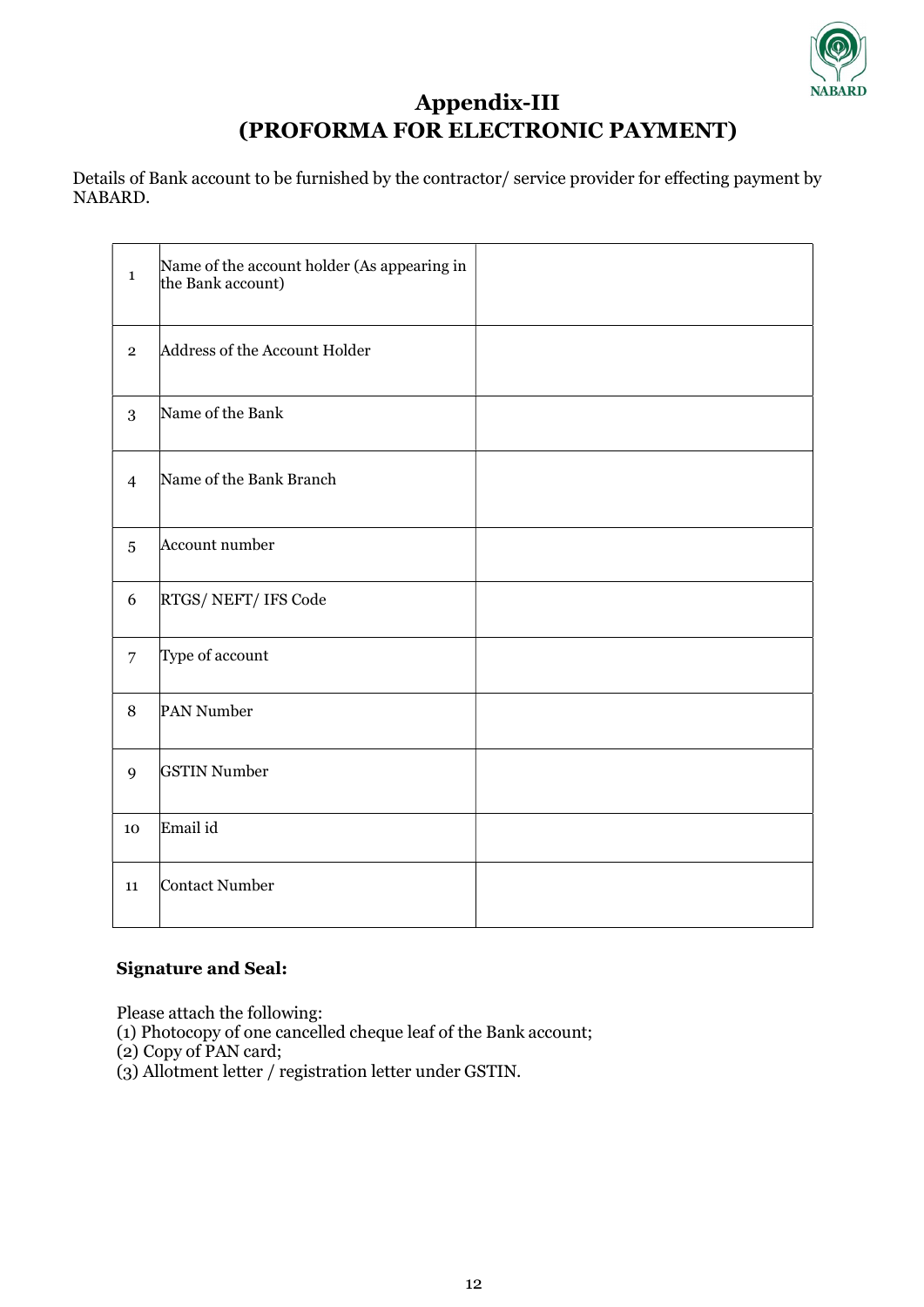# Appendix-III
# (PROFORMA FOR ELECTRONIC PAYMENT)

Details of Bank account to be furnished by the contractor/ service provider for effecting payment by NABARD.

| | | |
|---|---|---|
| 1 | Name of the account holder (As appearing in the Bank account) | |
| 2 | Address of the Account Holder | |
| 3 | Name of the Bank | |
| 4 | Name of the Bank Branch | |
| 5 | Account number | |
| 6 | RTGS/ NEFT/ IFS Code | |
| 7 | Type of account | |
| 8 | PAN Number | |
| 9 | GSTIN Number | |
| 10 | Email id | |
| 11 | Contact Number | |

**Signature and Seal:**

Please attach the following:
(1) Photocopy of one cancelled cheque leaf of the Bank account;
(2) Copy of PAN card;
(3) Allotment letter / registration letter under GSTIN.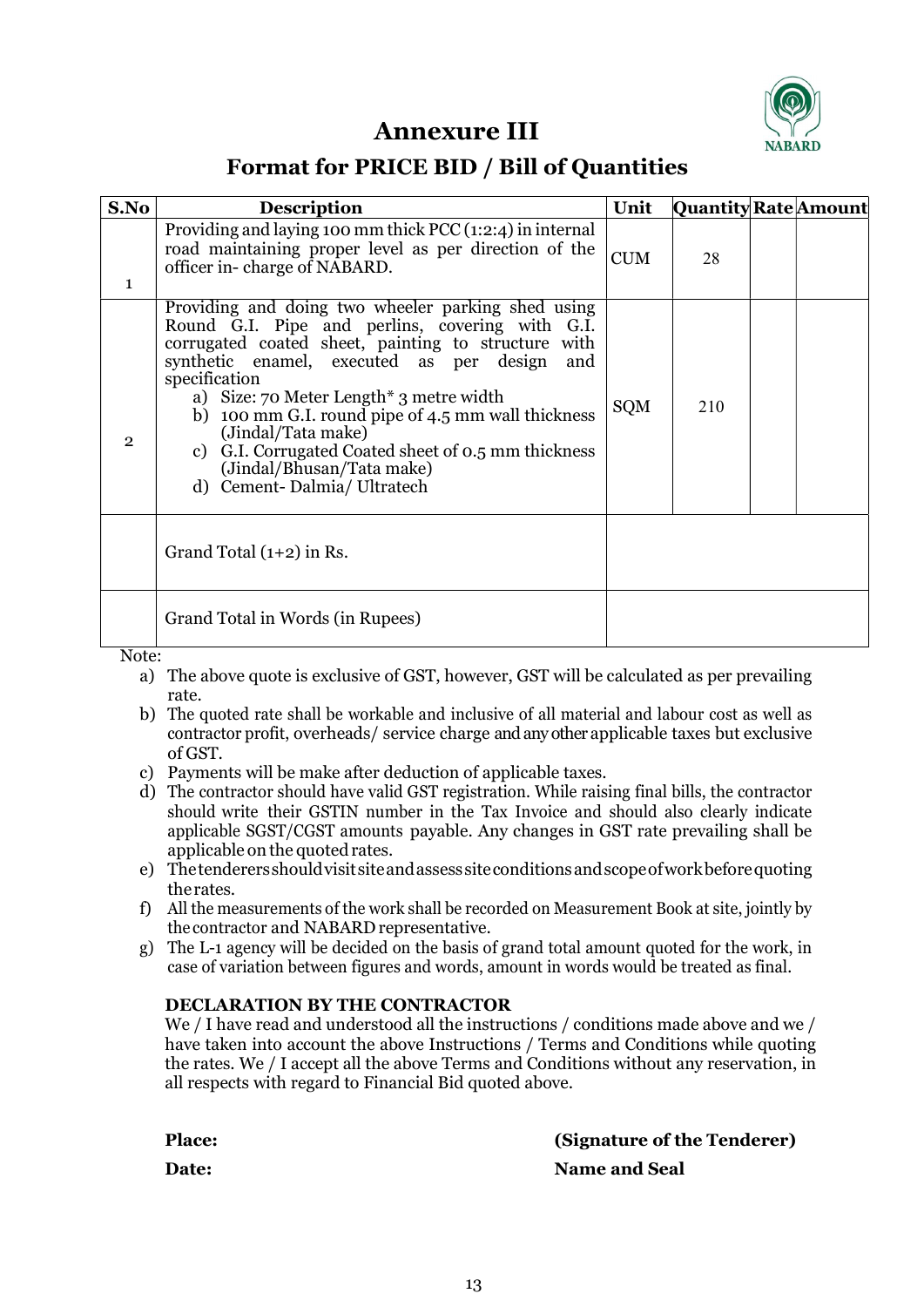# Annexure III

## Format for PRICE BID / Bill of Quantities

| S.No | Description | Unit | Quantity | Rate | Amount |
|---|---|---|---|---|---|
| 1 | Providing and laying 100 mm thick PCC (1:2:4) in internal road maintaining proper level as per direction of the officer in- charge of NABARD. | CUM | 28 | | |
| 2 | Providing and doing two wheeler parking shed using Round G.I. Pipe and perlins, covering with G.I. corrugated coated sheet, painting to structure with synthetic enamel, executed as per design and specification<br>a) Size: 70 Meter Length* 3 metre width<br>b) 100 mm G.I. round pipe of 4.5 mm wall thickness (Jindal/Tata make)<br>c) G.I. Corrugated Coated sheet of 0.5 mm thickness (Jindal/Bhusan/Tata make)<br>d) Cement- Dalmia/ Ultratech | SQM | 210 | | |
| | Grand Total (1+2) in Rs. | | | | |
| | Grand Total in Words (in Rupees) | | | | |

Note:

a) The above quote is exclusive of GST, however, GST will be calculated as per prevailing rate.

b) The quoted rate shall be workable and inclusive of all material and labour cost as well as contractor profit, overheads/ service charge and any other applicable taxes but exclusive of GST.

c) Payments will be make after deduction of applicable taxes.

d) The contractor should have valid GST registration. While raising final bills, the contractor should write their GSTIN number in the Tax Invoice and should also clearly indicate applicable SGST/CGST amounts payable. Any changes in GST rate prevailing shall be applicable on the quoted rates.

e) The tenderers should visit site and assess site conditions and scope of work before quoting the rates.

f) All the measurements of the work shall be recorded on Measurement Book at site, jointly by the contractor and NABARD representative.

g) The L-1 agency will be decided on the basis of grand total amount quoted for the work, in case of variation between figures and words, amount in words would be treated as final.

**DECLARATION BY THE CONTRACTOR**

We / I have read and understood all the instructions / conditions made above and we / have taken into account the above Instructions / Terms and Conditions while quoting the rates. We / I accept all the above Terms and Conditions without any reservation, in all respects with regard to Financial Bid quoted above.

**Place:** **(Signature of the Tenderer)**

**Date:** **Name and Seal**